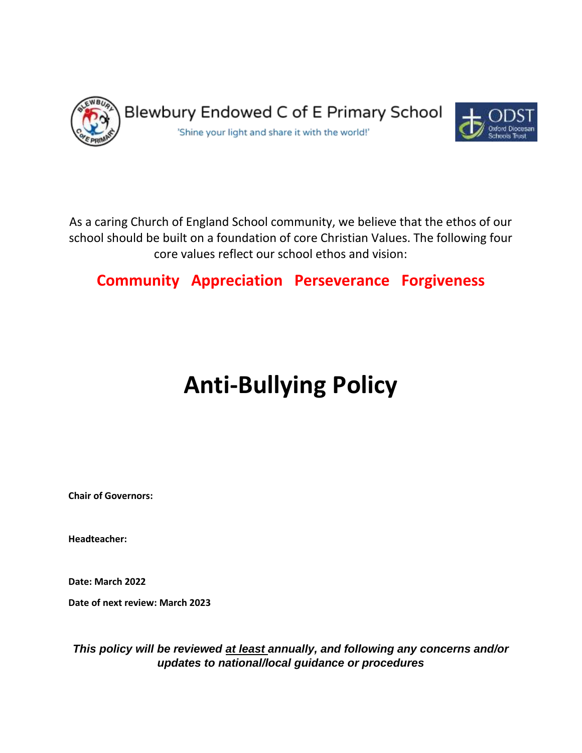Blewbury Endowed C of E Primary School

'Shine your light and share it with the world!'

As a caring Church of England School community, we believe that the ethos of our school should be built on a foundation of core Christian Values. The following four core values reflect our school ethos and vision:

**Community Appreciation Perseverance Forgiveness**

# Anti-Bullying Policy

**Chair of Governors:**

**Headteacher:**

**Date: March 2022**

**Date of next review: March 2023**

***This policy will be reviewed at least annually, and following any concerns and/or updates to national/local guidance or procedures***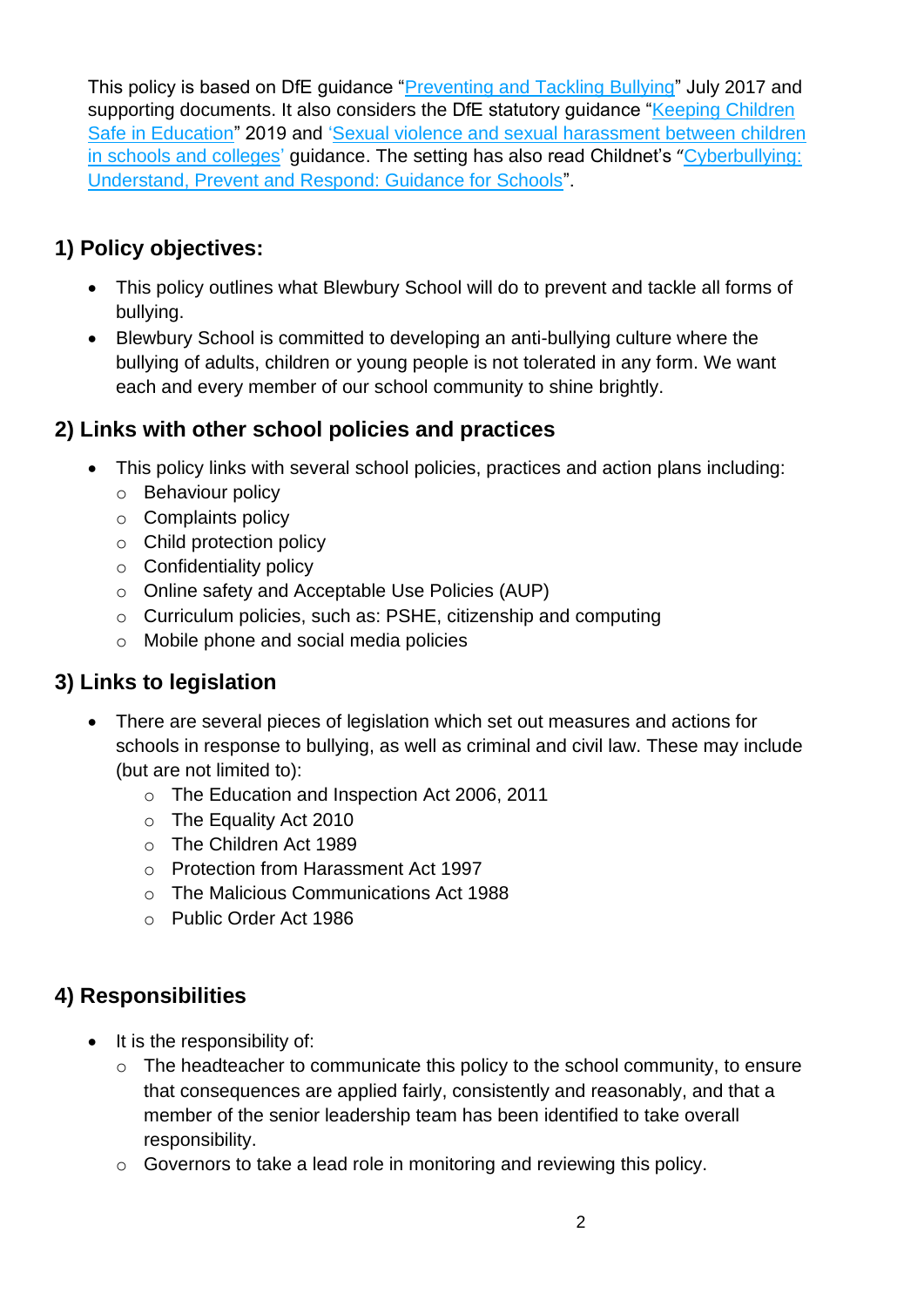This policy is based on DfE guidance "Preventing and Tackling Bullying" July 2017 and supporting documents. It also considers the DfE statutory guidance "Keeping Children Safe in Education" 2019 and 'Sexual violence and sexual harassment between children in schools and colleges' guidance. The setting has also read Childnet's "Cyberbullying: Understand, Prevent and Respond: Guidance for Schools".

## 1) Policy objectives:

- This policy outlines what Blewbury School will do to prevent and tackle all forms of bullying.
- Blewbury School is committed to developing an anti-bullying culture where the bullying of adults, children or young people is not tolerated in any form. We want each and every member of our school community to shine brightly.

## 2) Links with other school policies and practices

- This policy links with several school policies, practices and action plans including:
  - Behaviour policy
  - Complaints policy
  - Child protection policy
  - Confidentiality policy
  - Online safety and Acceptable Use Policies (AUP)
  - Curriculum policies, such as: PSHE, citizenship and computing
  - Mobile phone and social media policies

## 3) Links to legislation

- There are several pieces of legislation which set out measures and actions for schools in response to bullying, as well as criminal and civil law. These may include (but are not limited to):
  - The Education and Inspection Act 2006, 2011
  - The Equality Act 2010
  - The Children Act 1989
  - Protection from Harassment Act 1997
  - The Malicious Communications Act 1988
  - Public Order Act 1986

## 4) Responsibilities

- It is the responsibility of:
  - The headteacher to communicate this policy to the school community, to ensure that consequences are applied fairly, consistently and reasonably, and that a member of the senior leadership team has been identified to take overall responsibility.
  - Governors to take a lead role in monitoring and reviewing this policy.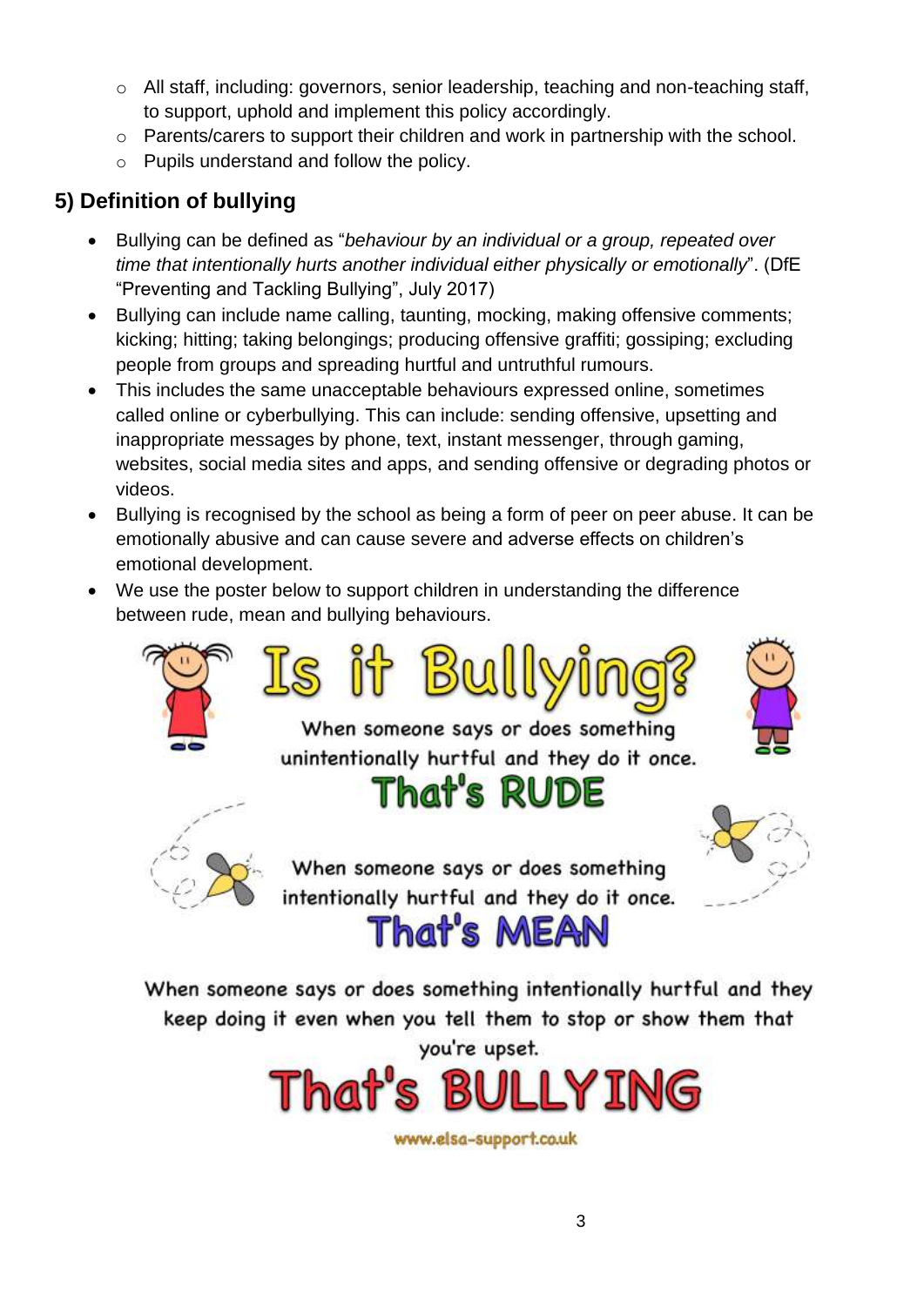- All staff, including: governors, senior leadership, teaching and non-teaching staff, to support, uphold and implement this policy accordingly.
- Parents/carers to support their children and work in partnership with the school.
- Pupils understand and follow the policy.

## 5) Definition of bullying

- Bullying can be defined as "*behaviour by an individual or a group, repeated over time that intentionally hurts another individual either physically or emotionally*". (DfE "Preventing and Tackling Bullying", July 2017)
- Bullying can include name calling, taunting, mocking, making offensive comments; kicking; hitting; taking belongings; producing offensive graffiti; gossiping; excluding people from groups and spreading hurtful and untruthful rumours.
- This includes the same unacceptable behaviours expressed online, sometimes called online or cyberbullying. This can include: sending offensive, upsetting and inappropriate messages by phone, text, instant messenger, through gaming, websites, social media sites and apps, and sending offensive or degrading photos or videos.
- Bullying is recognised by the school as being a form of peer on peer abuse. It can be emotionally abusive and can cause severe and adverse effects on children's emotional development.
- We use the poster below to support children in understanding the difference between rude, mean and bullying behaviours.

# Is it Bullying?

When someone says or does something unintentionally hurtful and they do it once.

**That's RUDE**

When someone says or does something intentionally hurtful and they do it once.

**That's MEAN**

When someone says or does something intentionally hurtful and they keep doing it even when you tell them to stop or show them that you're upset.

**That's BULLYING**

www.elsa-support.co.uk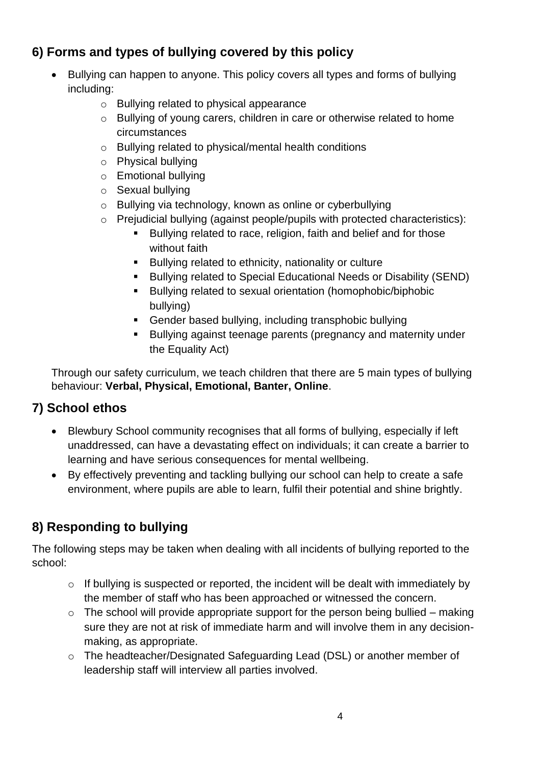## 6) Forms and types of bullying covered by this policy

- Bullying can happen to anyone. This policy covers all types and forms of bullying including:
  - Bullying related to physical appearance
  - Bullying of young carers, children in care or otherwise related to home circumstances
  - Bullying related to physical/mental health conditions
  - Physical bullying
  - Emotional bullying
  - Sexual bullying
  - Bullying via technology, known as online or cyberbullying
  - Prejudicial bullying (against people/pupils with protected characteristics):
    - Bullying related to race, religion, faith and belief and for those without faith
    - Bullying related to ethnicity, nationality or culture
    - Bullying related to Special Educational Needs or Disability (SEND)
    - Bullying related to sexual orientation (homophobic/biphobic bullying)
    - Gender based bullying, including transphobic bullying
    - Bullying against teenage parents (pregnancy and maternity under the Equality Act)

Through our safety curriculum, we teach children that there are 5 main types of bullying behaviour: **Verbal, Physical, Emotional, Banter, Online**.

## 7) School ethos

- Blewbury School community recognises that all forms of bullying, especially if left unaddressed, can have a devastating effect on individuals; it can create a barrier to learning and have serious consequences for mental wellbeing.
- By effectively preventing and tackling bullying our school can help to create a safe environment, where pupils are able to learn, fulfil their potential and shine brightly.

## 8) Responding to bullying

The following steps may be taken when dealing with all incidents of bullying reported to the school:

- If bullying is suspected or reported, the incident will be dealt with immediately by the member of staff who has been approached or witnessed the concern.
- The school will provide appropriate support for the person being bullied – making sure they are not at risk of immediate harm and will involve them in any decision-making, as appropriate.
- The headteacher/Designated Safeguarding Lead (DSL) or another member of leadership staff will interview all parties involved.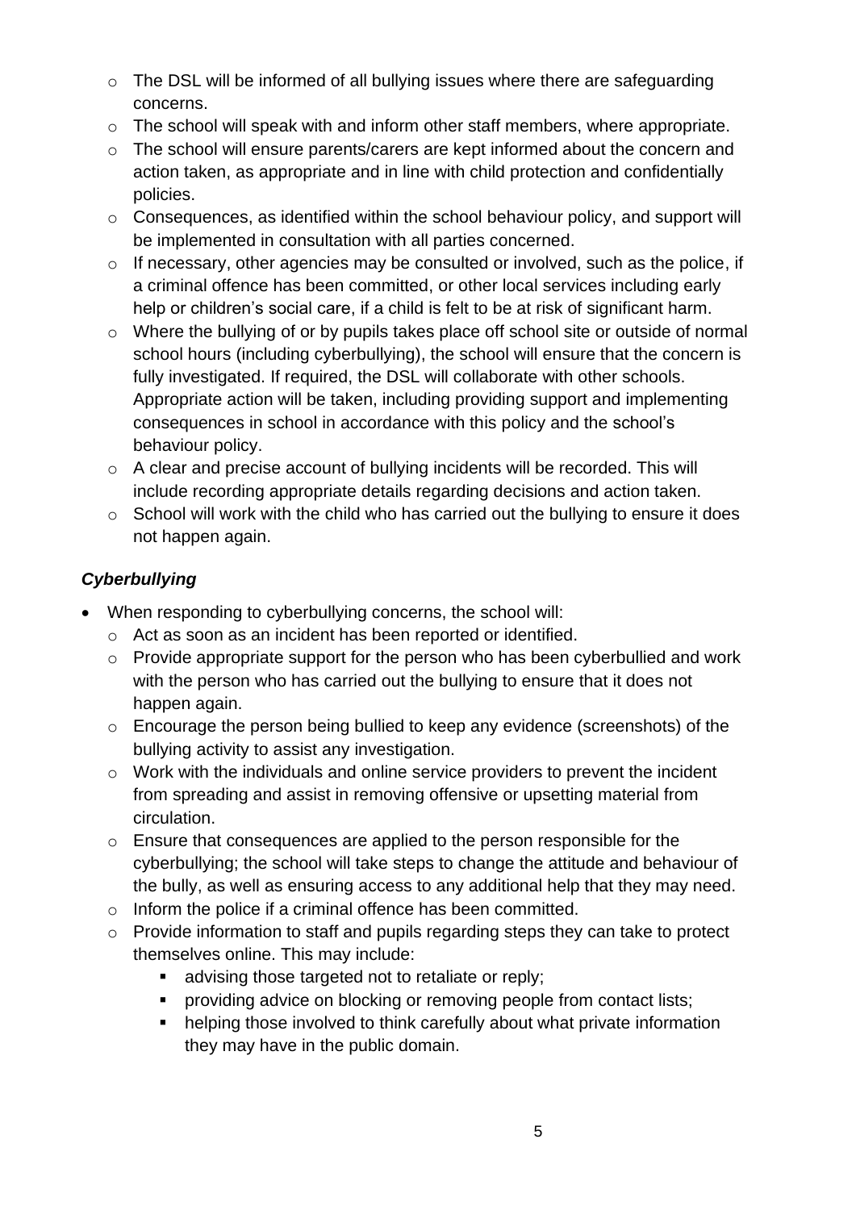- The DSL will be informed of all bullying issues where there are safeguarding concerns.
- The school will speak with and inform other staff members, where appropriate.
- The school will ensure parents/carers are kept informed about the concern and action taken, as appropriate and in line with child protection and confidentially policies.
- Consequences, as identified within the school behaviour policy, and support will be implemented in consultation with all parties concerned.
- If necessary, other agencies may be consulted or involved, such as the police, if a criminal offence has been committed, or other local services including early help or children's social care, if a child is felt to be at risk of significant harm.
- Where the bullying of or by pupils takes place off school site or outside of normal school hours (including cyberbullying), the school will ensure that the concern is fully investigated. If required, the DSL will collaborate with other schools. Appropriate action will be taken, including providing support and implementing consequences in school in accordance with this policy and the school's behaviour policy.
- A clear and precise account of bullying incidents will be recorded. This will include recording appropriate details regarding decisions and action taken.
- School will work with the child who has carried out the bullying to ensure it does not happen again.

### *Cyberbullying*

- When responding to cyberbullying concerns, the school will:
  - Act as soon as an incident has been reported or identified.
  - Provide appropriate support for the person who has been cyberbullied and work with the person who has carried out the bullying to ensure that it does not happen again.
  - Encourage the person being bullied to keep any evidence (screenshots) of the bullying activity to assist any investigation.
  - Work with the individuals and online service providers to prevent the incident from spreading and assist in removing offensive or upsetting material from circulation.
  - Ensure that consequences are applied to the person responsible for the cyberbullying; the school will take steps to change the attitude and behaviour of the bully, as well as ensuring access to any additional help that they may need.
  - Inform the police if a criminal offence has been committed.
  - Provide information to staff and pupils regarding steps they can take to protect themselves online. This may include:
    - advising those targeted not to retaliate or reply;
    - providing advice on blocking or removing people from contact lists;
    - helping those involved to think carefully about what private information they may have in the public domain.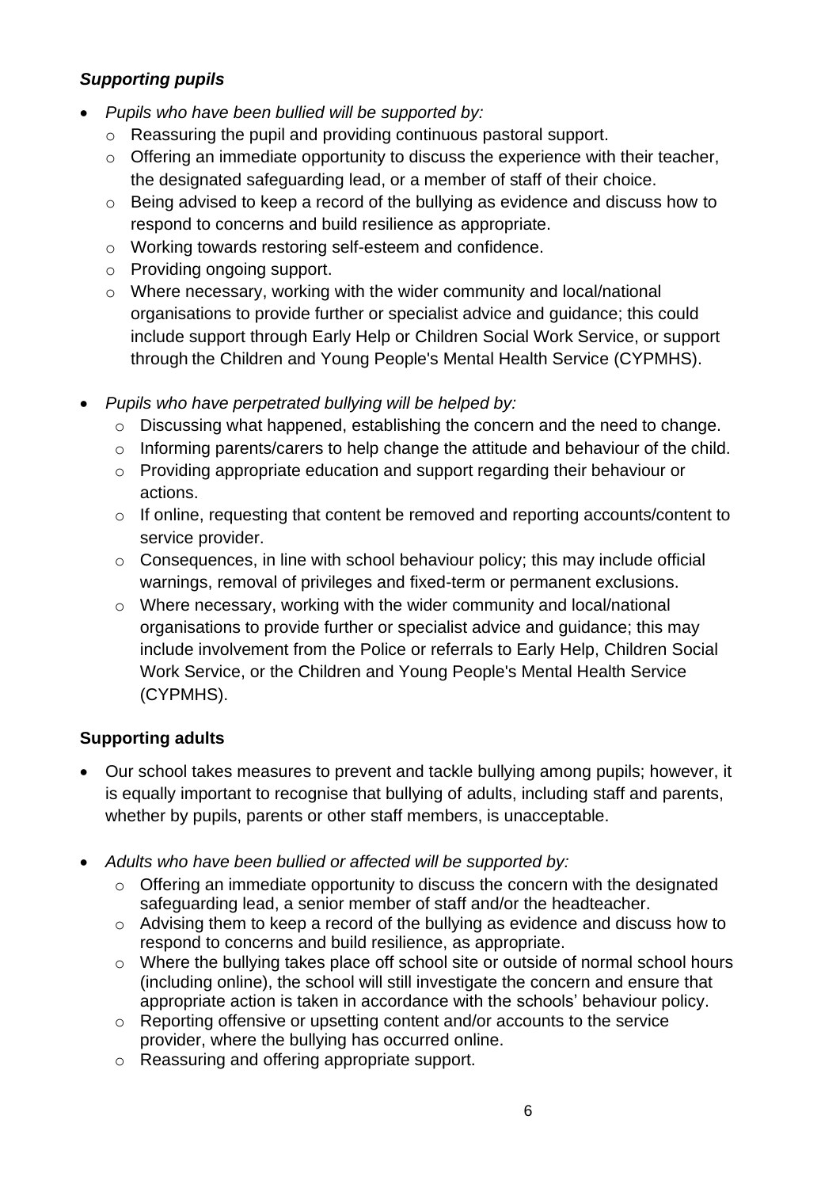### *Supporting pupils*

- *Pupils who have been bullied will be supported by:*
  - Reassuring the pupil and providing continuous pastoral support.
  - Offering an immediate opportunity to discuss the experience with their teacher, the designated safeguarding lead, or a member of staff of their choice.
  - Being advised to keep a record of the bullying as evidence and discuss how to respond to concerns and build resilience as appropriate.
  - Working towards restoring self-esteem and confidence.
  - Providing ongoing support.
  - Where necessary, working with the wider community and local/national organisations to provide further or specialist advice and guidance; this could include support through Early Help or Children Social Work Service, or support through the Children and Young People's Mental Health Service (CYPMHS).

- *Pupils who have perpetrated bullying will be helped by:*
  - Discussing what happened, establishing the concern and the need to change.
  - Informing parents/carers to help change the attitude and behaviour of the child.
  - Providing appropriate education and support regarding their behaviour or actions.
  - If online, requesting that content be removed and reporting accounts/content to service provider.
  - Consequences, in line with school behaviour policy; this may include official warnings, removal of privileges and fixed-term or permanent exclusions.
  - Where necessary, working with the wider community and local/national organisations to provide further or specialist advice and guidance; this may include involvement from the Police or referrals to Early Help, Children Social Work Service, or the Children and Young People's Mental Health Service (CYPMHS).

### **Supporting adults**

- Our school takes measures to prevent and tackle bullying among pupils; however, it is equally important to recognise that bullying of adults, including staff and parents, whether by pupils, parents or other staff members, is unacceptable.

- *Adults who have been bullied or affected will be supported by:*
  - Offering an immediate opportunity to discuss the concern with the designated safeguarding lead, a senior member of staff and/or the headteacher.
  - Advising them to keep a record of the bullying as evidence and discuss how to respond to concerns and build resilience, as appropriate.
  - Where the bullying takes place off school site or outside of normal school hours (including online), the school will still investigate the concern and ensure that appropriate action is taken in accordance with the schools' behaviour policy.
  - Reporting offensive or upsetting content and/or accounts to the service provider, where the bullying has occurred online.
  - Reassuring and offering appropriate support.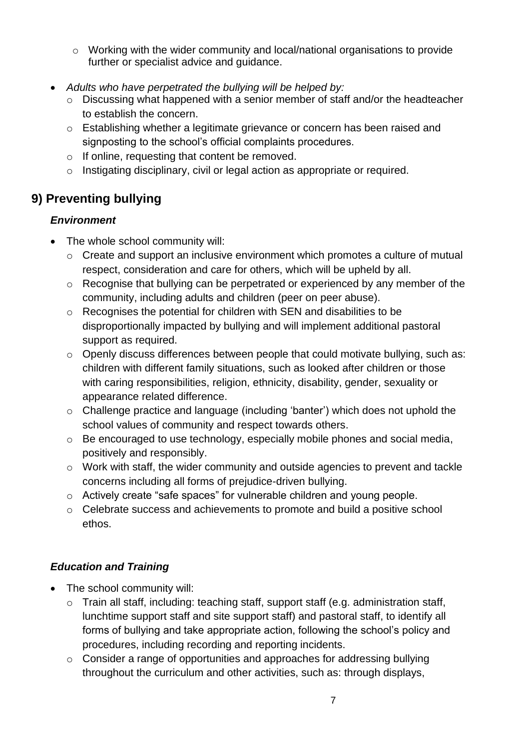- Working with the wider community and local/national organisations to provide further or specialist advice and guidance.

- *Adults who have perpetrated the bullying will be helped by:*
  - Discussing what happened with a senior member of staff and/or the headteacher to establish the concern.
  - Establishing whether a legitimate grievance or concern has been raised and signposting to the school's official complaints procedures.
  - If online, requesting that content be removed.
  - Instigating disciplinary, civil or legal action as appropriate or required.

## 9) Preventing bullying

### *Environment*

- The whole school community will:
  - Create and support an inclusive environment which promotes a culture of mutual respect, consideration and care for others, which will be upheld by all.
  - Recognise that bullying can be perpetrated or experienced by any member of the community, including adults and children (peer on peer abuse).
  - Recognises the potential for children with SEN and disabilities to be disproportionally impacted by bullying and will implement additional pastoral support as required.
  - Openly discuss differences between people that could motivate bullying, such as: children with different family situations, such as looked after children or those with caring responsibilities, religion, ethnicity, disability, gender, sexuality or appearance related difference.
  - Challenge practice and language (including 'banter') which does not uphold the school values of community and respect towards others.
  - Be encouraged to use technology, especially mobile phones and social media, positively and responsibly.
  - Work with staff, the wider community and outside agencies to prevent and tackle concerns including all forms of prejudice-driven bullying.
  - Actively create "safe spaces" for vulnerable children and young people.
  - Celebrate success and achievements to promote and build a positive school ethos.

### *Education and Training*

- The school community will:
  - Train all staff, including: teaching staff, support staff (e.g. administration staff, lunchtime support staff and site support staff) and pastoral staff, to identify all forms of bullying and take appropriate action, following the school's policy and procedures, including recording and reporting incidents.
  - Consider a range of opportunities and approaches for addressing bullying throughout the curriculum and other activities, such as: through displays,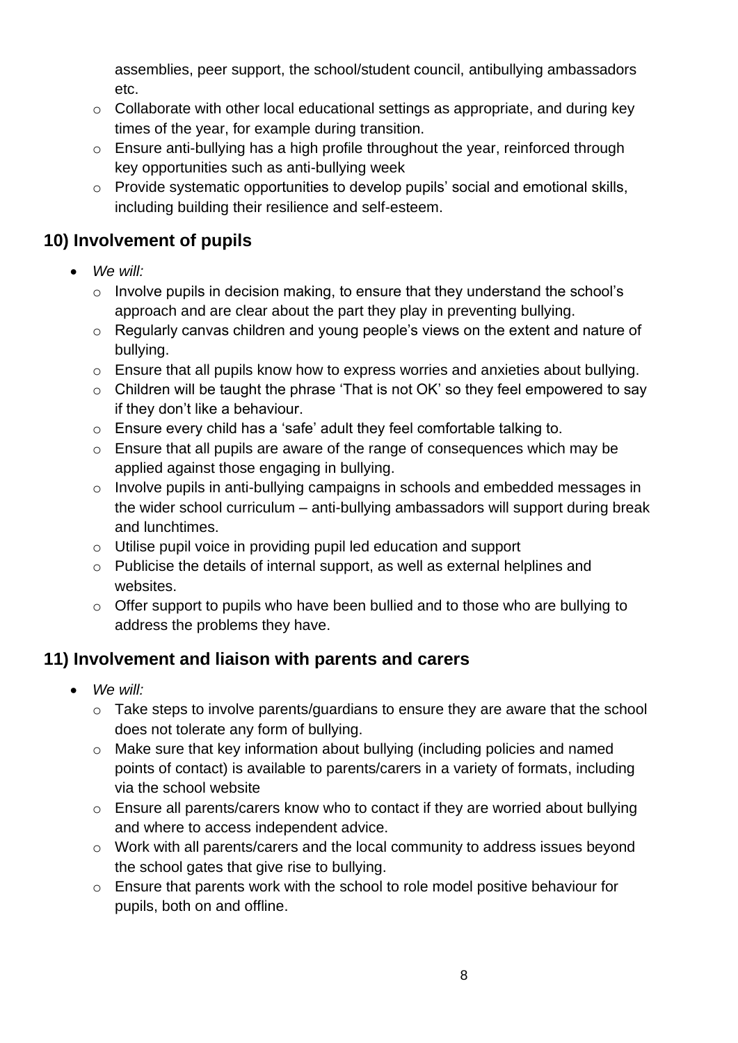assemblies, peer support, the school/student council, antibullying ambassadors etc.
    - Collaborate with other local educational settings as appropriate, and during key times of the year, for example during transition.
    - Ensure anti-bullying has a high profile throughout the year, reinforced through key opportunities such as anti-bullying week
    - Provide systematic opportunities to develop pupils' social and emotional skills, including building their resilience and self-esteem.

## 10) Involvement of pupils

- *We will:*
    - Involve pupils in decision making, to ensure that they understand the school's approach and are clear about the part they play in preventing bullying.
    - Regularly canvas children and young people's views on the extent and nature of bullying.
    - Ensure that all pupils know how to express worries and anxieties about bullying.
    - Children will be taught the phrase 'That is not OK' so they feel empowered to say if they don't like a behaviour.
    - Ensure every child has a 'safe' adult they feel comfortable talking to.
    - Ensure that all pupils are aware of the range of consequences which may be applied against those engaging in bullying.
    - Involve pupils in anti-bullying campaigns in schools and embedded messages in the wider school curriculum – anti-bullying ambassadors will support during break and lunchtimes.
    - Utilise pupil voice in providing pupil led education and support
    - Publicise the details of internal support, as well as external helplines and websites.
    - Offer support to pupils who have been bullied and to those who are bullying to address the problems they have.

## 11) Involvement and liaison with parents and carers

- *We will:*
    - Take steps to involve parents/guardians to ensure they are aware that the school does not tolerate any form of bullying.
    - Make sure that key information about bullying (including policies and named points of contact) is available to parents/carers in a variety of formats, including via the school website
    - Ensure all parents/carers know who to contact if they are worried about bullying and where to access independent advice.
    - Work with all parents/carers and the local community to address issues beyond the school gates that give rise to bullying.
    - Ensure that parents work with the school to role model positive behaviour for pupils, both on and offline.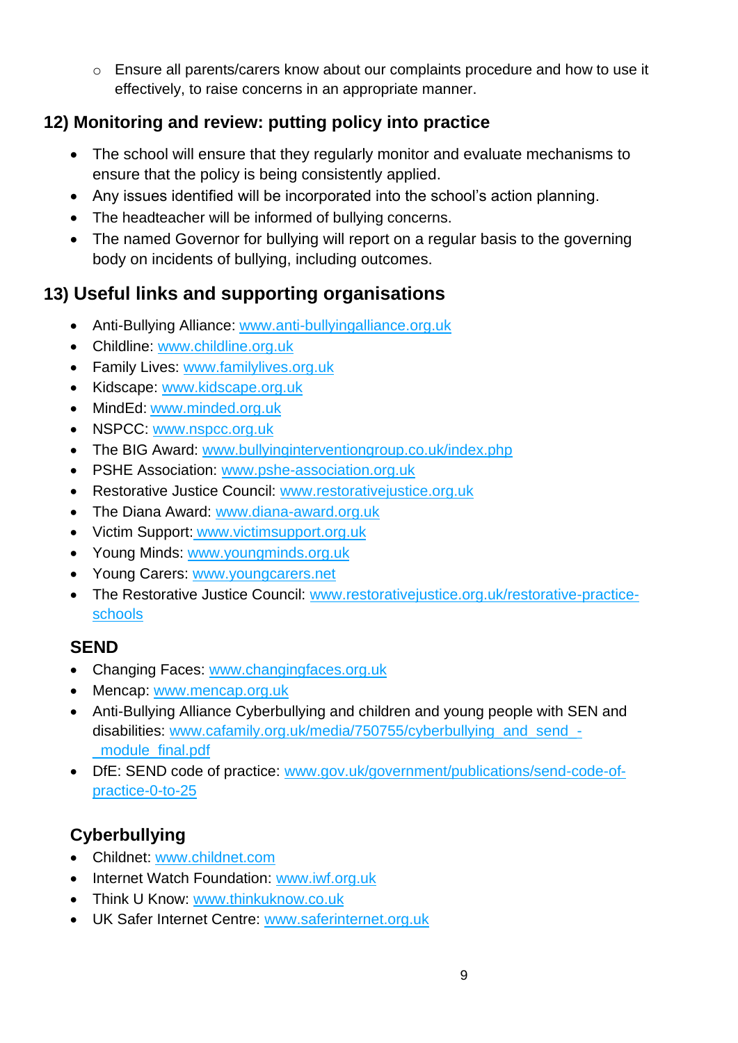- Ensure all parents/carers know about our complaints procedure and how to use it effectively, to raise concerns in an appropriate manner.

## 12) Monitoring and review: putting policy into practice

- The school will ensure that they regularly monitor and evaluate mechanisms to ensure that the policy is being consistently applied.
- Any issues identified will be incorporated into the school's action planning.
- The headteacher will be informed of bullying concerns.
- The named Governor for bullying will report on a regular basis to the governing body on incidents of bullying, including outcomes.

## 13) Useful links and supporting organisations

- Anti-Bullying Alliance: www.anti-bullyingalliance.org.uk
- Childline: www.childline.org.uk
- Family Lives: www.familylives.org.uk
- Kidscape: www.kidscape.org.uk
- MindEd: www.minded.org.uk
- NSPCC: www.nspcc.org.uk
- The BIG Award: www.bullyinginterventiongroup.co.uk/index.php
- PSHE Association: www.pshe-association.org.uk
- Restorative Justice Council: www.restorativejustice.org.uk
- The Diana Award: www.diana-award.org.uk
- Victim Support: www.victimsupport.org.uk
- Young Minds: www.youngminds.org.uk
- Young Carers: www.youngcarers.net
- The Restorative Justice Council: www.restorativejustice.org.uk/restorative-practice-schools

### SEND

- Changing Faces: www.changingfaces.org.uk
- Mencap: www.mencap.org.uk
- Anti-Bullying Alliance Cyberbullying and children and young people with SEN and disabilities: www.cafamily.org.uk/media/750755/cyberbullying_and_send_-_module_final.pdf
- DfE: SEND code of practice: www.gov.uk/government/publications/send-code-of-practice-0-to-25

### Cyberbullying

- Childnet: www.childnet.com
- Internet Watch Foundation: www.iwf.org.uk
- Think U Know: www.thinkuknow.co.uk
- UK Safer Internet Centre: www.saferinternet.org.uk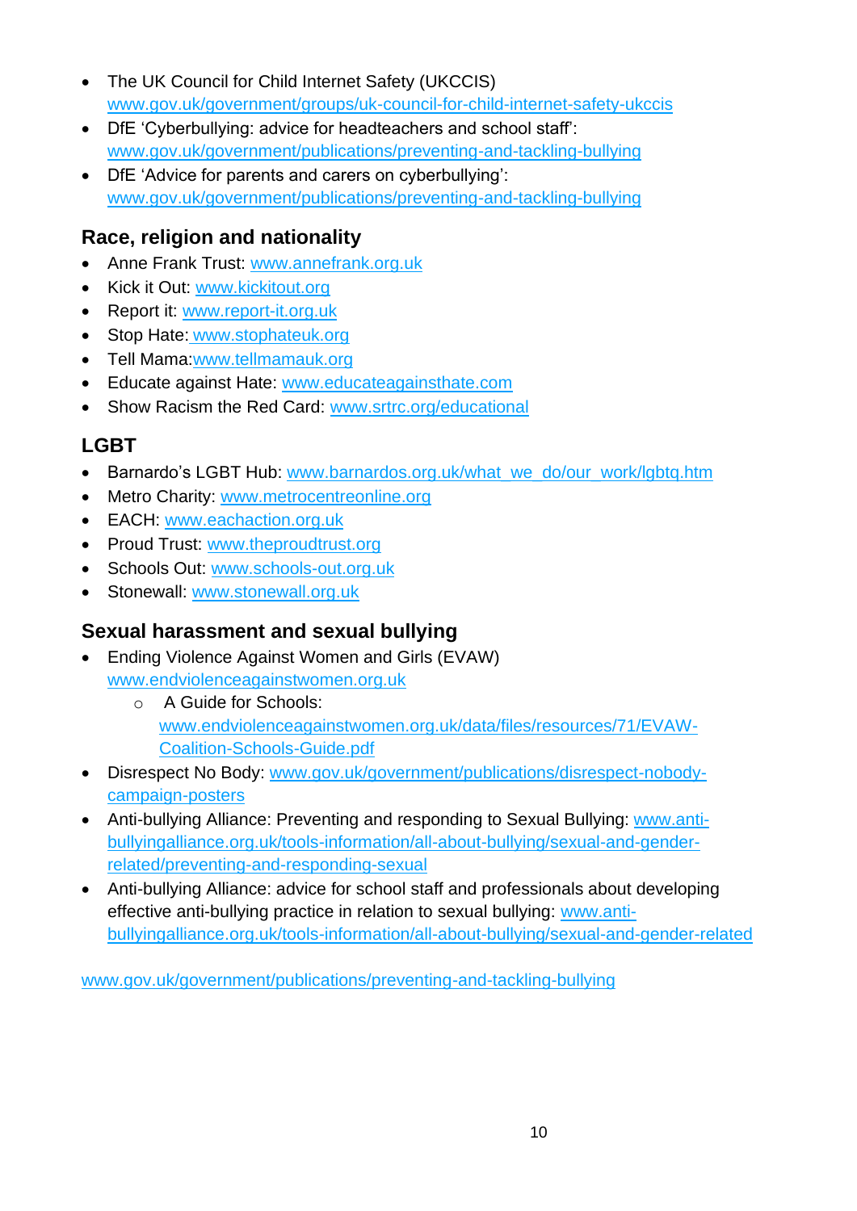- The UK Council for Child Internet Safety (UKCCIS) www.gov.uk/government/groups/uk-council-for-child-internet-safety-ukccis
- DfE 'Cyberbullying: advice for headteachers and school staff': www.gov.uk/government/publications/preventing-and-tackling-bullying
- DfE 'Advice for parents and carers on cyberbullying': www.gov.uk/government/publications/preventing-and-tackling-bullying

## Race, religion and nationality

- Anne Frank Trust: www.annefrank.org.uk
- Kick it Out: www.kickitout.org
- Report it: www.report-it.org.uk
- Stop Hate: www.stophateuk.org
- Tell Mama:www.tellmamauk.org
- Educate against Hate: www.educateagainsthate.com
- Show Racism the Red Card: www.srtrc.org/educational

## LGBT

- Barnardo's LGBT Hub: www.barnardos.org.uk/what_we_do/our_work/lgbtq.htm
- Metro Charity: www.metrocentreonline.org
- EACH: www.eachaction.org.uk
- Proud Trust: www.theproudtrust.org
- Schools Out: www.schools-out.org.uk
- Stonewall: www.stonewall.org.uk

## Sexual harassment and sexual bullying

- Ending Violence Against Women and Girls (EVAW) www.endviolenceagainstwomen.org.uk
    - A Guide for Schools: www.endviolenceagainstwomen.org.uk/data/files/resources/71/EVAW-Coalition-Schools-Guide.pdf
- Disrespect No Body: www.gov.uk/government/publications/disrespect-nobody-campaign-posters
- Anti-bullying Alliance: Preventing and responding to Sexual Bullying: www.anti-bullyingalliance.org.uk/tools-information/all-about-bullying/sexual-and-gender-related/preventing-and-responding-sexual
- Anti-bullying Alliance: advice for school staff and professionals about developing effective anti-bullying practice in relation to sexual bullying: www.anti-bullyingalliance.org.uk/tools-information/all-about-bullying/sexual-and-gender-related

www.gov.uk/government/publications/preventing-and-tackling-bullying